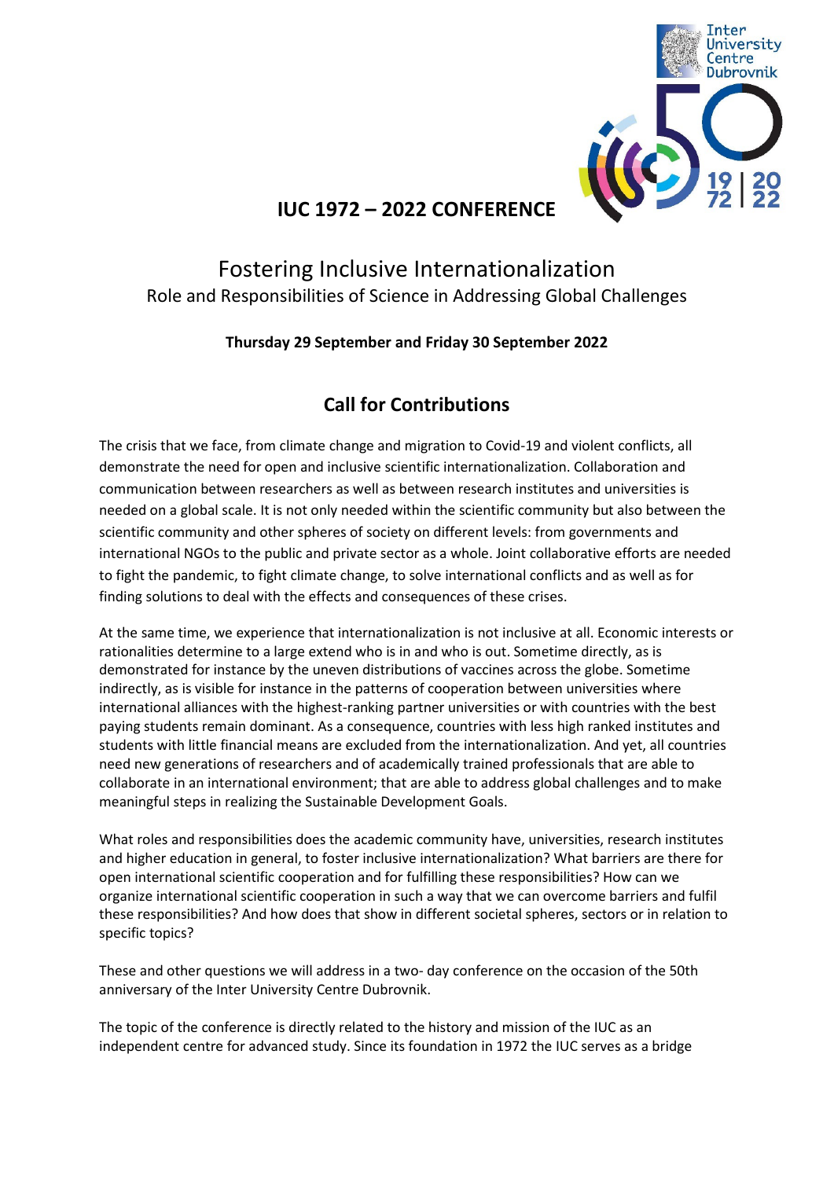# IUC 1972 – 2022 CONFERENCE

## Fostering Inclusive Internationalization

Role and Responsibilities of Science in Addressing Global Challenges

**Thursday 29 September and Friday 30 September 2022**

## Call for Contributions

The crisis that we face, from climate change and migration to Covid-19 and violent conflicts, all demonstrate the need for open and inclusive scientific internationalization. Collaboration and communication between researchers as well as between research institutes and universities is needed on a global scale. It is not only needed within the scientific community but also between the scientific community and other spheres of society on different levels: from governments and international NGOs to the public and private sector as a whole. Joint collaborative efforts are needed to fight the pandemic, to fight climate change, to solve international conflicts and as well as for finding solutions to deal with the effects and consequences of these crises.

At the same time, we experience that internationalization is not inclusive at all. Economic interests or rationalities determine to a large extend who is in and who is out. Sometime directly, as is demonstrated for instance by the uneven distributions of vaccines across the globe. Sometime indirectly, as is visible for instance in the patterns of cooperation between universities where international alliances with the highest-ranking partner universities or with countries with the best paying students remain dominant. As a consequence, countries with less high ranked institutes and students with little financial means are excluded from the internationalization. And yet, all countries need new generations of researchers and of academically trained professionals that are able to collaborate in an international environment; that are able to address global challenges and to make meaningful steps in realizing the Sustainable Development Goals.

What roles and responsibilities does the academic community have, universities, research institutes and higher education in general, to foster inclusive internationalization? What barriers are there for open international scientific cooperation and for fulfilling these responsibilities? How can we organize international scientific cooperation in such a way that we can overcome barriers and fulfil these responsibilities? And how does that show in different societal spheres, sectors or in relation to specific topics?

These and other questions we will address in a two- day conference on the occasion of the 50th anniversary of the Inter University Centre Dubrovnik.

The topic of the conference is directly related to the history and mission of the IUC as an independent centre for advanced study. Since its foundation in 1972 the IUC serves as a bridge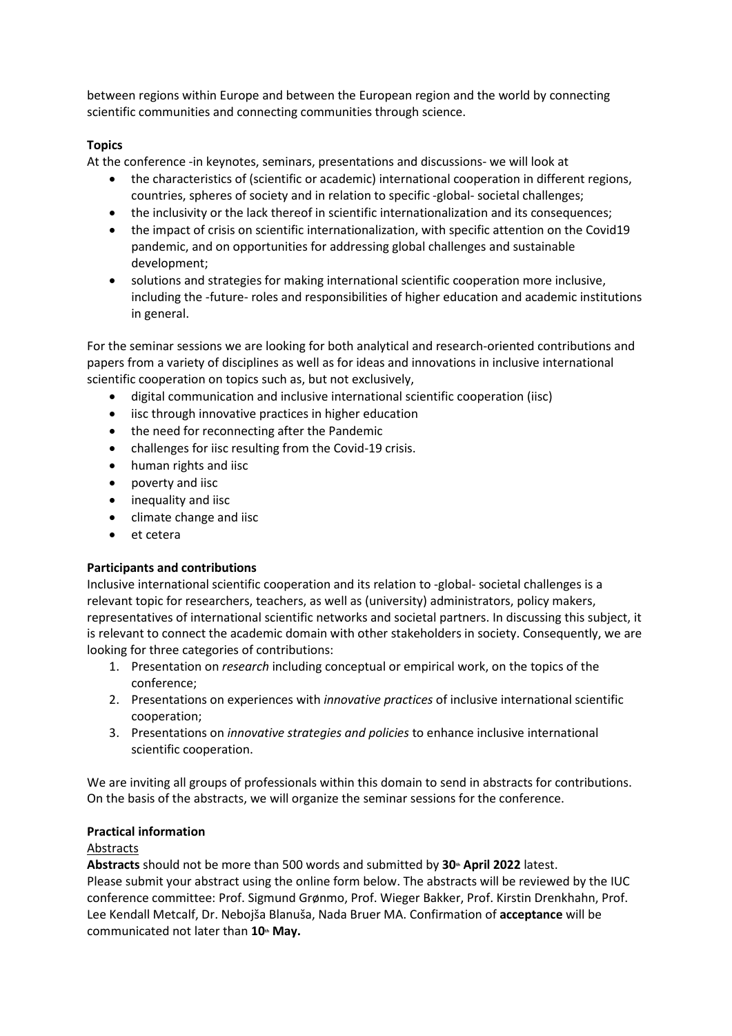between regions within Europe and between the European region and the world by connecting scientific communities and connecting communities through science.

**Topics**

At the conference -in keynotes, seminars, presentations and discussions- we will look at

- the characteristics of (scientific or academic) international cooperation in different regions, countries, spheres of society and in relation to specific -global- societal challenges;
- the inclusivity or the lack thereof in scientific internationalization and its consequences;
- the impact of crisis on scientific internationalization, with specific attention on the Covid19 pandemic, and on opportunities for addressing global challenges and sustainable development;
- solutions and strategies for making international scientific cooperation more inclusive, including the -future- roles and responsibilities of higher education and academic institutions in general.

For the seminar sessions we are looking for both analytical and research-oriented contributions and papers from a variety of disciplines as well as for ideas and innovations in inclusive international scientific cooperation on topics such as, but not exclusively,

- digital communication and inclusive international scientific cooperation (iisc)
- iisc through innovative practices in higher education
- the need for reconnecting after the Pandemic
- challenges for iisc resulting from the Covid-19 crisis.
- human rights and iisc
- poverty and iisc
- inequality and iisc
- climate change and iisc
- et cetera

**Participants and contributions**

Inclusive international scientific cooperation and its relation to -global- societal challenges is a relevant topic for researchers, teachers, as well as (university) administrators, policy makers, representatives of international scientific networks and societal partners. In discussing this subject, it is relevant to connect the academic domain with other stakeholders in society. Consequently, we are looking for three categories of contributions:

1. Presentation on *research* including conceptual or empirical work, on the topics of the conference;
2. Presentations on experiences with *innovative practices* of inclusive international scientific cooperation;
3. Presentations on *innovative strategies and policies* to enhance inclusive international scientific cooperation.

We are inviting all groups of professionals within this domain to send in abstracts for contributions. On the basis of the abstracts, we will organize the seminar sessions for the conference.

**Practical information**

Abstracts

**Abstracts** should not be more than 500 words and submitted by **30th April 2022** latest.
Please submit your abstract using the online form below. The abstracts will be reviewed by the IUC conference committee: Prof. Sigmund Grønmo, Prof. Wieger Bakker, Prof. Kirstin Drenkhahn, Prof. Lee Kendall Metcalf, Dr. Nebojša Blanuša, Nada Bruer MA. Confirmation of **acceptance** will be communicated not later than **10th May.**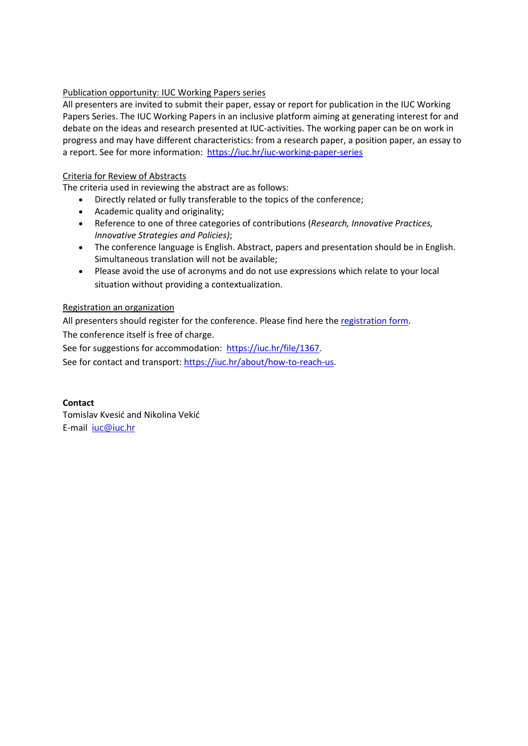Publication opportunity: IUC Working Papers series

All presenters are invited to submit their paper, essay or report for publication in the IUC Working Papers Series. The IUC Working Papers in an inclusive platform aiming at generating interest for and debate on the ideas and research presented at IUC-activities. The working paper can be on work in progress and may have different characteristics: from a research paper, a position paper, an essay to a report. See for more information: [https://iuc.hr/iuc-working-paper-series](https://iuc.hr/iuc-working-paper-series)

Criteria for Review of Abstracts

The criteria used in reviewing the abstract are as follows:

- Directly related or fully transferable to the topics of the conference;
- Academic quality and originality;
- Reference to one of three categories of contributions (*Research, Innovative Practices, Innovative Strategies and Policies)*;
- The conference language is English. Abstract, papers and presentation should be in English. Simultaneous translation will not be available;
- Please avoid the use of acronyms and do not use expressions which relate to your local situation without providing a contextualization.

Registration an organization

All presenters should register for the conference. Please find here the [registration form](registration form).

The conference itself is free of charge.

See for suggestions for accommodation: [https://iuc.hr/file/1367](https://iuc.hr/file/1367).

See for contact and transport: [https://iuc.hr/about/how-to-reach-us](https://iuc.hr/about/how-to-reach-us).

**Contact**

Tomislav Kvesić and Nikolina Vekić

E-mail [iuc@iuc.hr](mailto:iuc@iuc.hr)